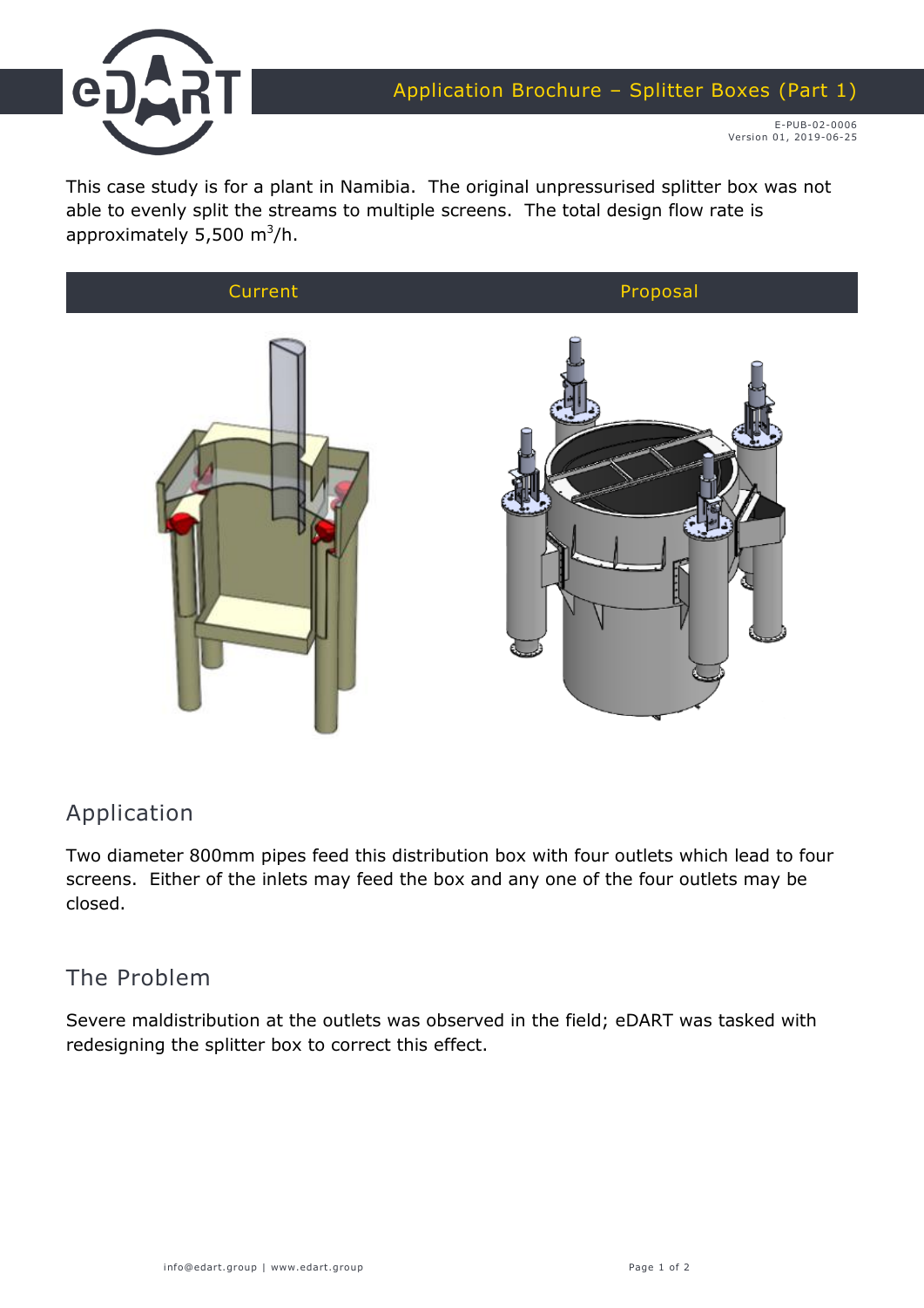This case study is for a plant in Namibia. The original unpressurised splitter box was not able to evenly split the streams to multiple screens. The total design flow rate is approximately 5,500 $m^3$/h.

| Current | Proposal |
| --- | --- |

## Application

Two diameter 800mm pipes feed this distribution box with four outlets which lead to four screens. Either of the inlets may feed the box and any one of the four outlets may be closed.

## The Problem

Severe maldistribution at the outlets was observed in the field; eDART was tasked with redesigning the splitter box to correct this effect.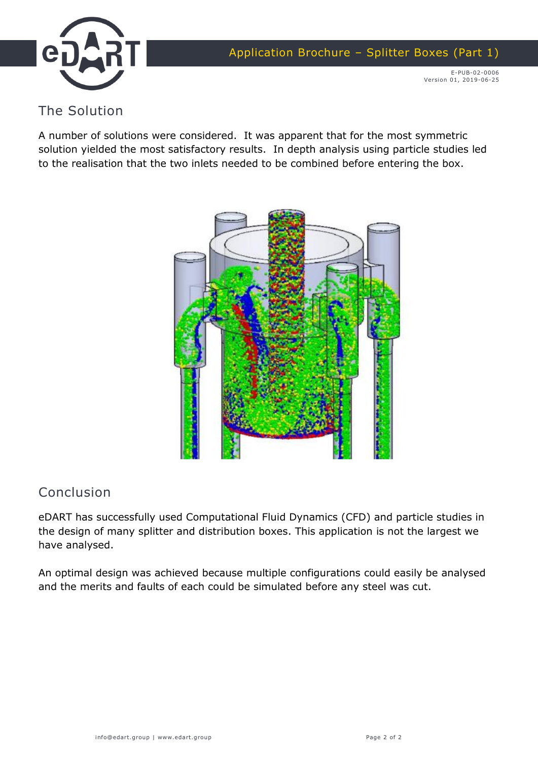## The Solution

A number of solutions were considered.  It was apparent that for the most symmetric solution yielded the most satisfactory results.  In depth analysis using particle studies led to the realisation that the two inlets needed to be combined before entering the box.

## Conclusion

eDART has successfully used Computational Fluid Dynamics (CFD) and particle studies in the design of many splitter and distribution boxes. This application is not the largest we have analysed.

An optimal design was achieved because multiple configurations could easily be analysed and the merits and faults of each could be simulated before any steel was cut.